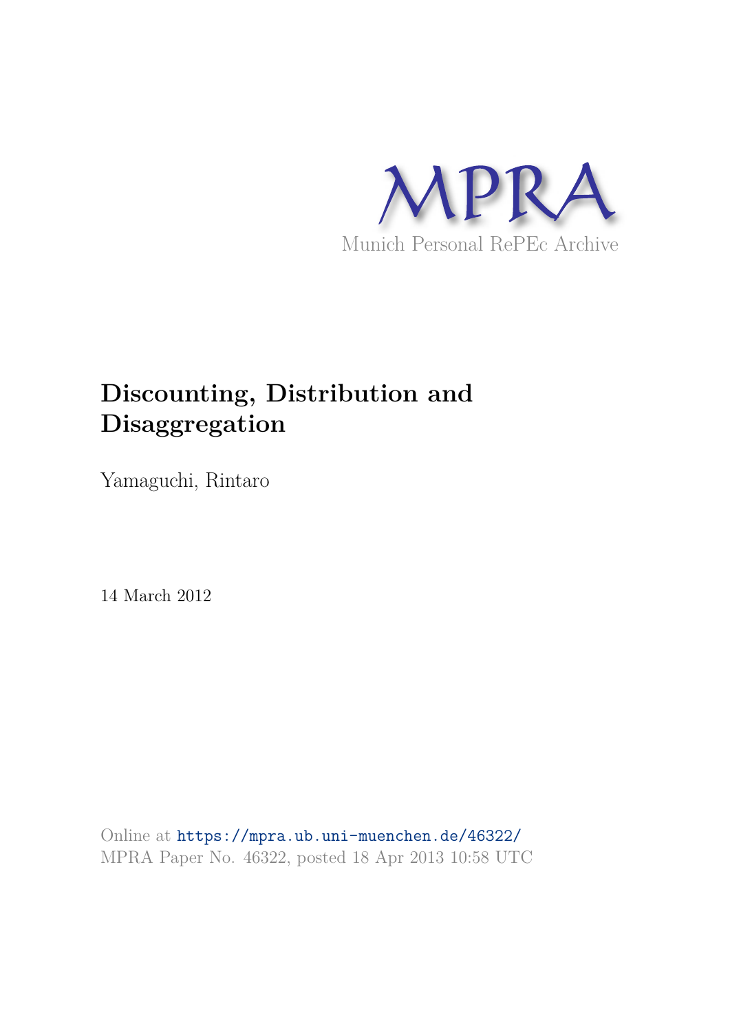MPRA

Munich Personal RePEc Archive

# Discounting, Distribution and Disaggregation

Yamaguchi, Rintaro

14 March 2012

Online at https://mpra.ub.uni-muenchen.de/46322/
MPRA Paper No. 46322, posted 18 Apr 2013 10:58 UTC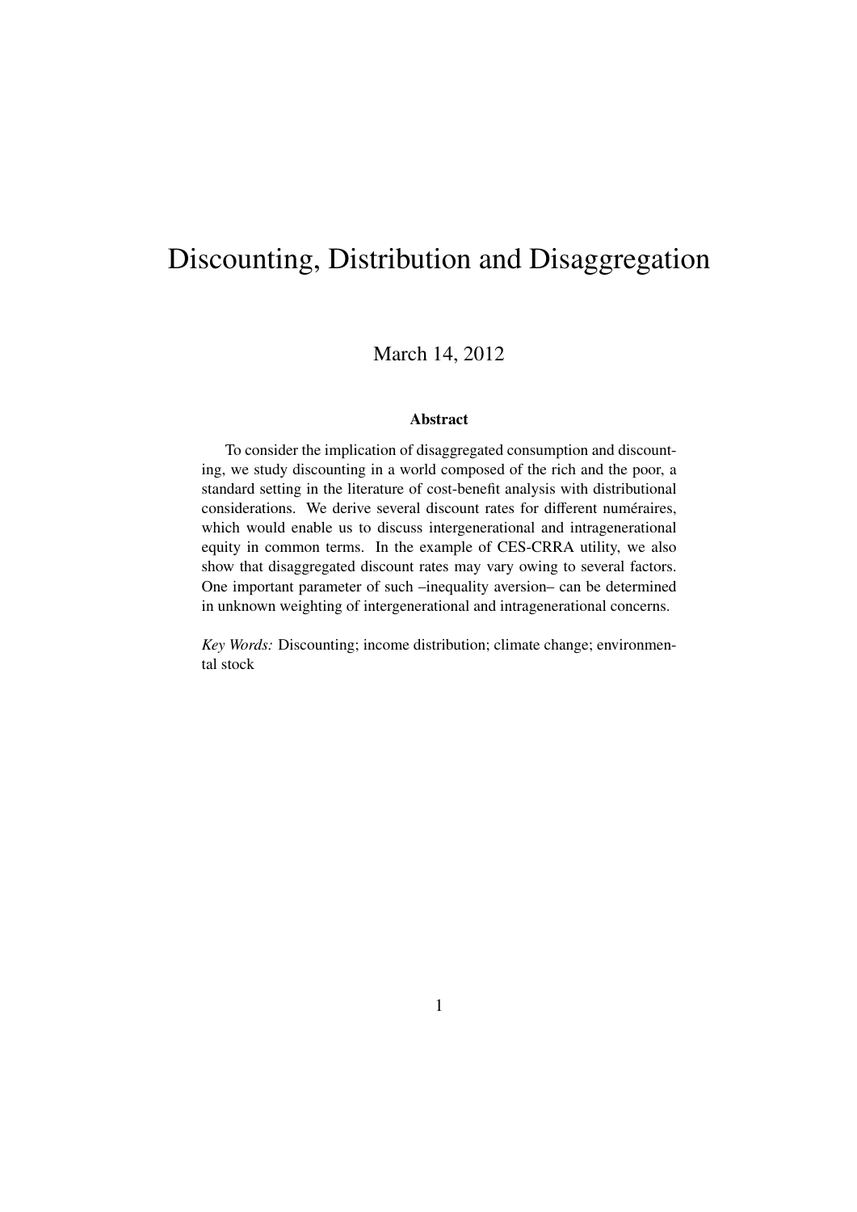# Discounting, Distribution and Disaggregation

March 14, 2012

**Abstract**

To consider the implication of disaggregated consumption and discounting, we study discounting in a world composed of the rich and the poor, a standard setting in the literature of cost-benefit analysis with distributional considerations. We derive several discount rates for different numéraires, which would enable us to discuss intergenerational and intragenerational equity in common terms. In the example of CES-CRRA utility, we also show that disaggregated discount rates may vary owing to several factors. One important parameter of such –inequality aversion– can be determined in unknown weighting of intergenerational and intragenerational concerns.

*Key Words:* Discounting; income distribution; climate change; environmental stock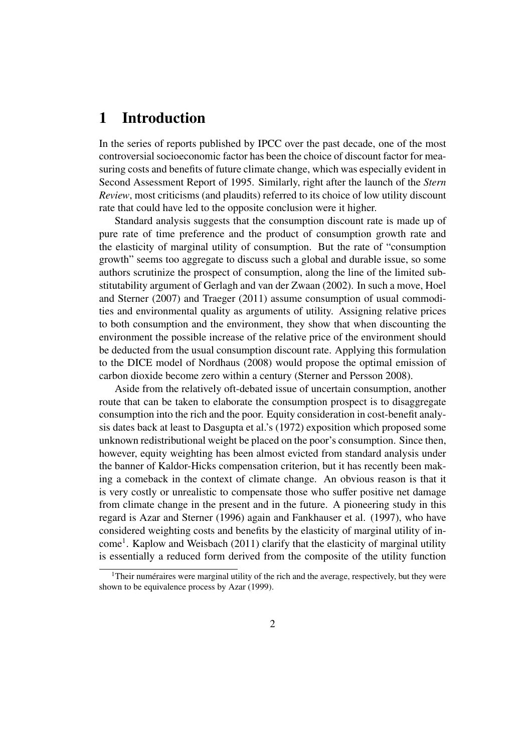# 1 Introduction

In the series of reports published by IPCC over the past decade, one of the most controversial socioeconomic factor has been the choice of discount factor for measuring costs and benefits of future climate change, which was especially evident in Second Assessment Report of 1995. Similarly, right after the launch of the *Stern Review*, most criticisms (and plaudits) referred to its choice of low utility discount rate that could have led to the opposite conclusion were it higher.

Standard analysis suggests that the consumption discount rate is made up of pure rate of time preference and the product of consumption growth rate and the elasticity of marginal utility of consumption. But the rate of "consumption growth" seems too aggregate to discuss such a global and durable issue, so some authors scrutinize the prospect of consumption, along the line of the limited substitutability argument of Gerlagh and van der Zwaan (2002). In such a move, Hoel and Sterner (2007) and Traeger (2011) assume consumption of usual commodities and environmental quality as arguments of utility. Assigning relative prices to both consumption and the environment, they show that when discounting the environment the possible increase of the relative price of the environment should be deducted from the usual consumption discount rate. Applying this formulation to the DICE model of Nordhaus (2008) would propose the optimal emission of carbon dioxide become zero within a century (Sterner and Persson 2008).

Aside from the relatively oft-debated issue of uncertain consumption, another route that can be taken to elaborate the consumption prospect is to disaggregate consumption into the rich and the poor. Equity consideration in cost-benefit analysis dates back at least to Dasgupta et al.'s (1972) exposition which proposed some unknown redistributional weight be placed on the poor's consumption. Since then, however, equity weighting has been almost evicted from standard analysis under the banner of Kaldor-Hicks compensation criterion, but it has recently been making a comeback in the context of climate change. An obvious reason is that it is very costly or unrealistic to compensate those who suffer positive net damage from climate change in the present and in the future. A pioneering study in this regard is Azar and Sterner (1996) again and Fankhauser et al. (1997), who have considered weighting costs and benefits by the elasticity of marginal utility of income[1]. Kaplow and Weisbach (2011) clarify that the elasticity of marginal utility is essentially a reduced form derived from the composite of the utility function

[1] Their numéraires were marginal utility of the rich and the average, respectively, but they were shown to be equivalence process by Azar (1999).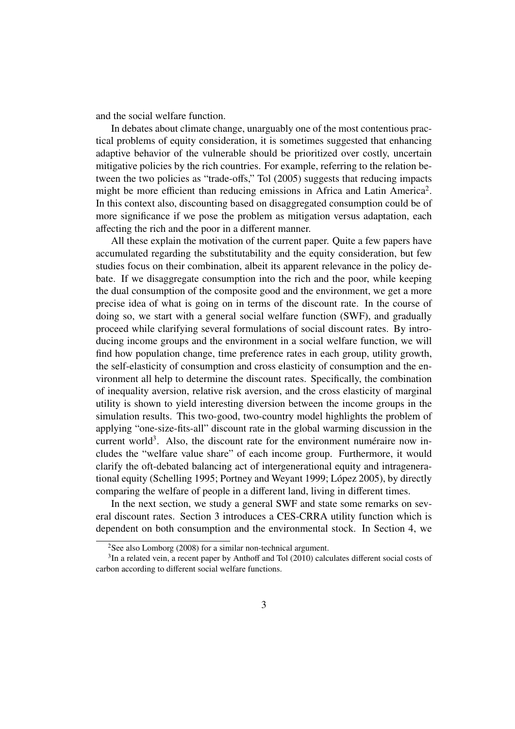and the social welfare function.

In debates about climate change, unarguably one of the most contentious practical problems of equity consideration, it is sometimes suggested that enhancing adaptive behavior of the vulnerable should be prioritized over costly, uncertain mitigative policies by the rich countries. For example, referring to the relation between the two policies as "trade-offs," Tol (2005) suggests that reducing impacts might be more efficient than reducing emissions in Africa and Latin America[2]. In this context also, discounting based on disaggregated consumption could be of more significance if we pose the problem as mitigation versus adaptation, each affecting the rich and the poor in a different manner.

All these explain the motivation of the current paper. Quite a few papers have accumulated regarding the substitutability and the equity consideration, but few studies focus on their combination, albeit its apparent relevance in the policy debate. If we disaggregate consumption into the rich and the poor, while keeping the dual consumption of the composite good and the environment, we get a more precise idea of what is going on in terms of the discount rate. In the course of doing so, we start with a general social welfare function (SWF), and gradually proceed while clarifying several formulations of social discount rates. By introducing income groups and the environment in a social welfare function, we will find how population change, time preference rates in each group, utility growth, the self-elasticity of consumption and cross elasticity of consumption and the environment all help to determine the discount rates. Specifically, the combination of inequality aversion, relative risk aversion, and the cross elasticity of marginal utility is shown to yield interesting diversion between the income groups in the simulation results. This two-good, two-country model highlights the problem of applying "one-size-fits-all" discount rate in the global warming discussion in the current world[3]. Also, the discount rate for the environment numéraire now includes the "welfare value share" of each income group. Furthermore, it would clarify the oft-debated balancing act of intergenerational equity and intragenerational equity (Schelling 1995; Portney and Weyant 1999; López 2005), by directly comparing the welfare of people in a different land, living in different times.

In the next section, we study a general SWF and state some remarks on several discount rates. Section 3 introduces a CES-CRRA utility function which is dependent on both consumption and the environmental stock. In Section 4, we

[2] See also Lomborg (2008) for a similar non-technical argument.

[3] In a related vein, a recent paper by Anthoff and Tol (2010) calculates different social costs of carbon according to different social welfare functions.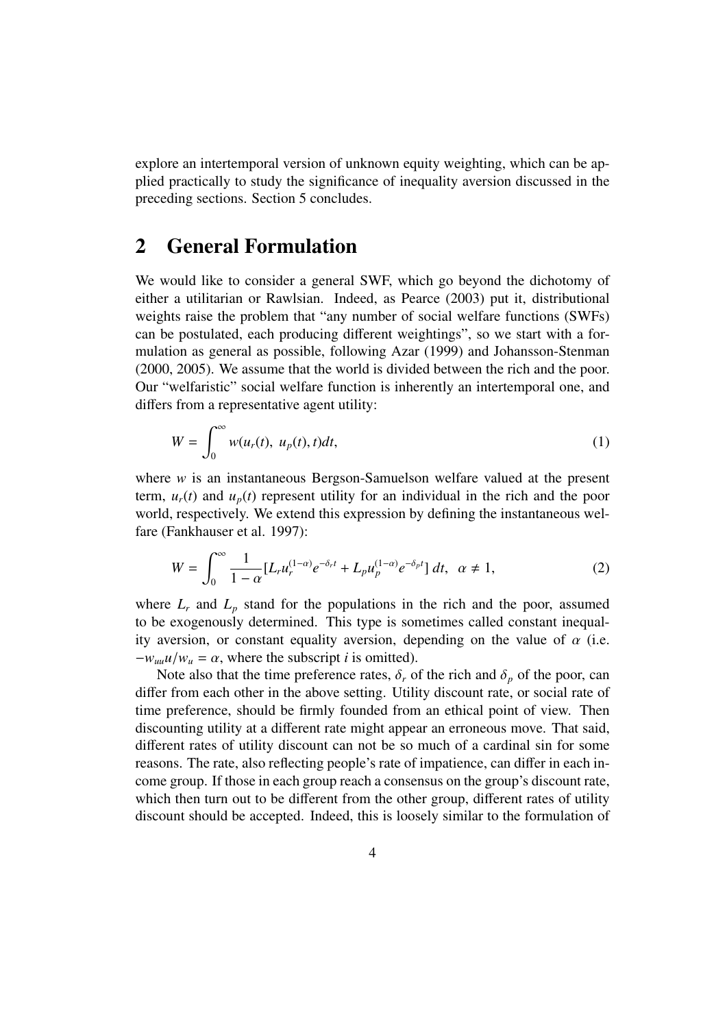explore an intertemporal version of unknown equity weighting, which can be applied practically to study the significance of inequality aversion discussed in the preceding sections. Section 5 concludes.

## 2 General Formulation

We would like to consider a general SWF, which go beyond the dichotomy of either a utilitarian or Rawlsian. Indeed, as Pearce (2003) put it, distributional weights raise the problem that "any number of social welfare functions (SWFs) can be postulated, each producing different weightings", so we start with a formulation as general as possible, following Azar (1999) and Johansson-Stenman (2000, 2005). We assume that the world is divided between the rich and the poor. Our "welfaristic" social welfare function is inherently an intertemporal one, and differs from a representative agent utility:

$$W = \int_0^\infty w(u_r(t),\ u_p(t), t)dt, \tag{1}$$

where $w$ is an instantaneous Bergson-Samuelson welfare valued at the present term, $u_r(t)$ and $u_p(t)$ represent utility for an individual in the rich and the poor world, respectively. We extend this expression by defining the instantaneous welfare (Fankhauser et al. 1997):

$$W = \int_0^\infty \frac{1}{1-\alpha}[L_r u_r^{(1-\alpha)} e^{-\delta_r t} + L_p u_p^{(1-\alpha)} e^{-\delta_p t}]\, dt, \quad \alpha \neq 1, \tag{2}$$

where $L_r$ and $L_p$ stand for the populations in the rich and the poor, assumed to be exogenously determined. This type is sometimes called constant inequality aversion, or constant equality aversion, depending on the value of $\alpha$ (i.e. $-w_{uu}u/w_u = \alpha$, where the subscript $i$ is omitted).

Note also that the time preference rates, $\delta_r$ of the rich and $\delta_p$ of the poor, can differ from each other in the above setting. Utility discount rate, or social rate of time preference, should be firmly founded from an ethical point of view. Then discounting utility at a different rate might appear an erroneous move. That said, different rates of utility discount can not be so much of a cardinal sin for some reasons. The rate, also reflecting people's rate of impatience, can differ in each income group. If those in each group reach a consensus on the group's discount rate, which then turn out to be different from the other group, different rates of utility discount should be accepted. Indeed, this is loosely similar to the formulation of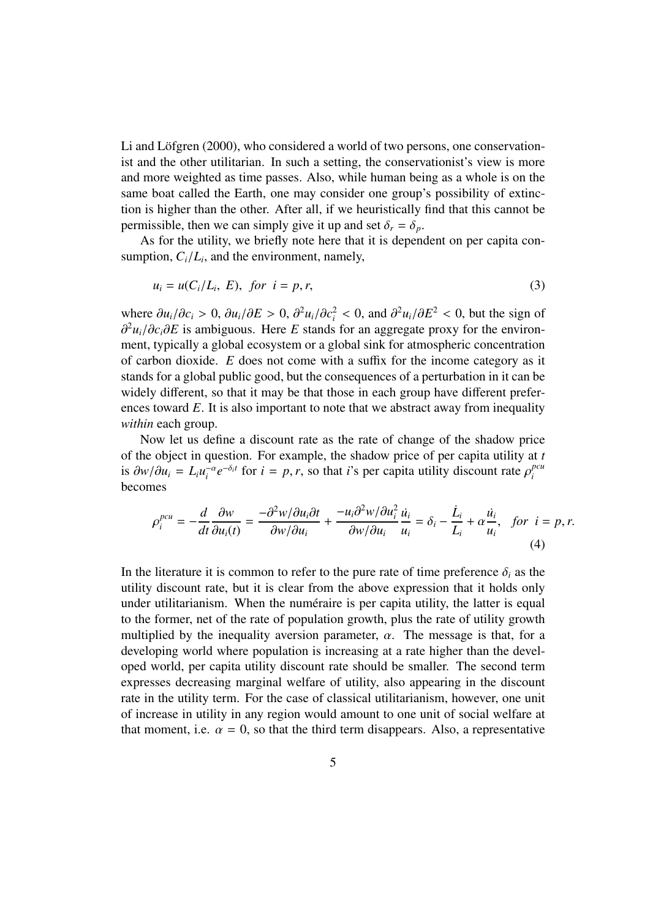Li and Löfgren (2000), who considered a world of two persons, one conservationist and the other utilitarian. In such a setting, the conservationist's view is more and more weighted as time passes. Also, while human being as a whole is on the same boat called the Earth, one may consider one group's possibility of extinction is higher than the other. After all, if we heuristically find that this cannot be permissible, then we can simply give it up and set $\delta_r = \delta_p$.

As for the utility, we briefly note here that it is dependent on per capita consumption, $C_i/L_i$, and the environment, namely,

$$u_i = u(C_i/L_i,\ E),\ \ for\ \ i = p, r, \tag{3}$$

where $\partial u_i/\partial c_i > 0$, $\partial u_i/\partial E > 0$, $\partial^2 u_i/\partial c_i^2 < 0$, and $\partial^2 u_i/\partial E^2 < 0$, but the sign of $\partial^2 u_i/\partial c_i \partial E$ is ambiguous. Here $E$ stands for an aggregate proxy for the environment, typically a global ecosystem or a global sink for atmospheric concentration of carbon dioxide. $E$ does not come with a suffix for the income category as it stands for a global public good, but the consequences of a perturbation in it can be widely different, so that it may be that those in each group have different preferences toward $E$. It is also important to note that we abstract away from inequality *within* each group.

Now let us define a discount rate as the rate of change of the shadow price of the object in question. For example, the shadow price of per capita utility at $t$ is $\partial w/\partial u_i = L_i u_i^{-\alpha} e^{-\delta_i t}$ for $i = p, r$, so that $i$'s per capita utility discount rate $\rho_i^{pcu}$ becomes

$$\rho_i^{pcu} = -\frac{d}{dt}\frac{\partial w}{\partial u_i(t)} = \frac{-\partial^2 w/\partial u_i \partial t}{\partial w/\partial u_i} + \frac{-u_i \partial^2 w/\partial u_i^2}{\partial w/\partial u_i}\frac{\dot{u}_i}{u_i} = \delta_i - \frac{\dot{L}_i}{L_i} + \alpha\frac{\dot{u}_i}{u_i},\ \ \ for\ \ i = p, r. \tag{4}$$

In the literature it is common to refer to the pure rate of time preference $\delta_i$ as the utility discount rate, but it is clear from the above expression that it holds only under utilitarianism. When the numéraire is per capita utility, the latter is equal to the former, net of the rate of population growth, plus the rate of utility growth multiplied by the inequality aversion parameter, $\alpha$. The message is that, for a developing world where population is increasing at a rate higher than the developed world, per capita utility discount rate should be smaller. The second term expresses decreasing marginal welfare of utility, also appearing in the discount rate in the utility term. For the case of classical utilitarianism, however, one unit of increase in utility in any region would amount to one unit of social welfare at that moment, i.e. $\alpha = 0$, so that the third term disappears. Also, a representative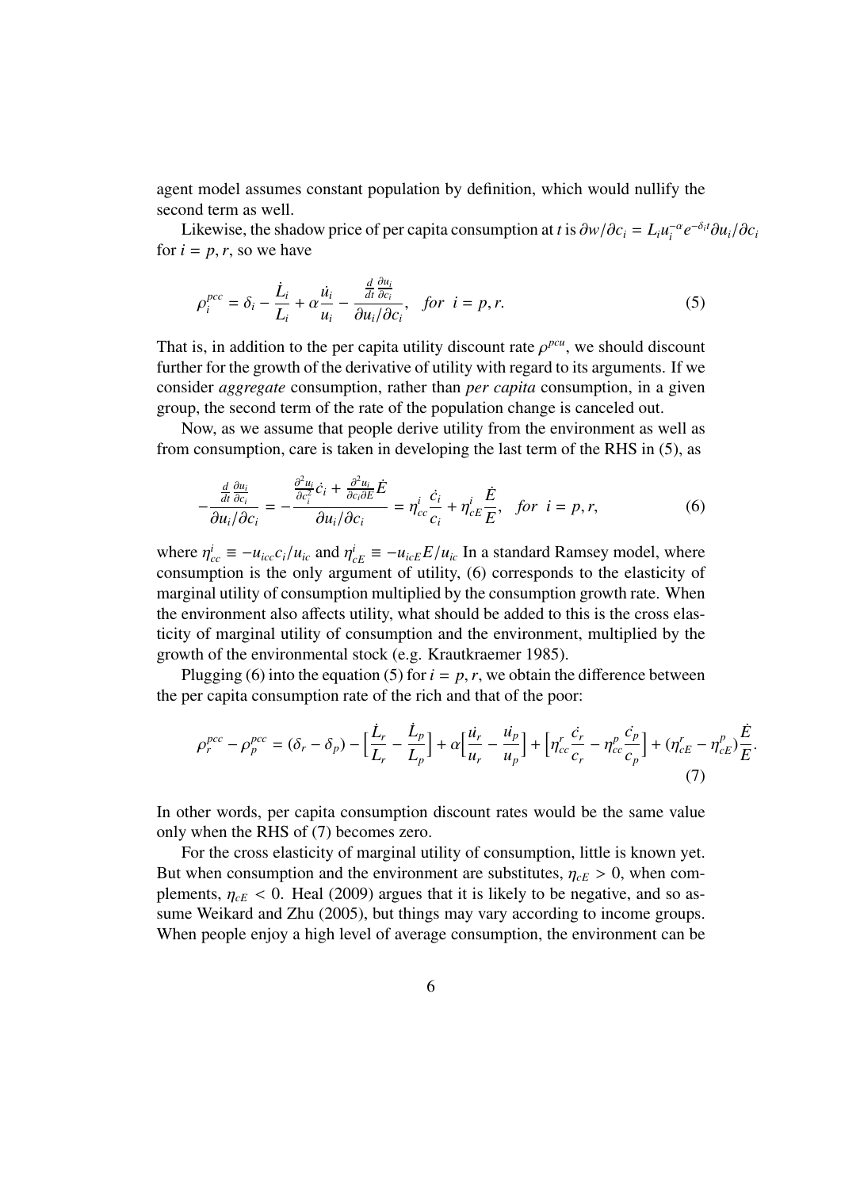agent model assumes constant population by definition, which would nullify the second term as well.

Likewise, the shadow price of per capita consumption at $t$ is $\partial w/\partial c_i = L_i u_i^{-\alpha} e^{-\delta_i t} \partial u_i/\partial c_i$ for $i = p, r$, so we have

$$\rho_i^{pcc} = \delta_i - \frac{\dot{L}_i}{L_i} + \alpha \frac{\dot{u}_i}{u_i} - \frac{\frac{d}{dt}\frac{\partial u_i}{\partial c_i}}{\partial u_i/\partial c_i}, \quad for \;\; i = p, r. \tag{5}$$

That is, in addition to the per capita utility discount rate $\rho^{pcu}$, we should discount further for the growth of the derivative of utility with regard to its arguments. If we consider *aggregate* consumption, rather than *per capita* consumption, in a given group, the second term of the rate of the population change is canceled out.

Now, as we assume that people derive utility from the environment as well as from consumption, care is taken in developing the last term of the RHS in (5), as

$$-\frac{\frac{d}{dt}\frac{\partial u_i}{\partial c_i}}{\partial u_i/\partial c_i} = -\frac{\frac{\partial^2 u_i}{\partial c_i^2}\dot{c}_i + \frac{\partial^2 u_i}{\partial c_i \partial E}\dot{E}}{\partial u_i/\partial c_i} = \eta_{cc}^i \frac{\dot{c}_i}{c_i} + \eta_{cE}^i \frac{\dot{E}}{E}, \quad for \;\; i = p, r, \tag{6}$$

where $\eta_{cc}^i \equiv -u_{icc}c_i/u_{ic}$ and $\eta_{cE}^i \equiv -u_{icE}E/u_{ic}$ In a standard Ramsey model, where consumption is the only argument of utility, (6) corresponds to the elasticity of marginal utility of consumption multiplied by the consumption growth rate. When the environment also affects utility, what should be added to this is the cross elasticity of marginal utility of consumption and the environment, multiplied by the growth of the environmental stock (e.g. Krautkraemer 1985).

Plugging (6) into the equation (5) for $i = p, r$, we obtain the difference between the per capita consumption rate of the rich and that of the poor:

$$\rho_r^{pcc} - \rho_p^{pcc} = (\delta_r - \delta_p) - \Big[\frac{\dot{L}_r}{L_r} - \frac{\dot{L}_p}{L_p}\Big] + \alpha\Big[\frac{\dot{u}_r}{u_r} - \frac{\dot{u}_p}{u_p}\Big] + \Big[\eta_{cc}^r \frac{\dot{c}_r}{c_r} - \eta_{cc}^p \frac{\dot{c}_p}{c_p}\Big] + (\eta_{cE}^r - \eta_{cE}^p)\frac{\dot{E}}{E}. \tag{7}$$

In other words, per capita consumption discount rates would be the same value only when the RHS of (7) becomes zero.

For the cross elasticity of marginal utility of consumption, little is known yet. But when consumption and the environment are substitutes, $\eta_{cE} > 0$, when complements, $\eta_{cE} < 0$. Heal (2009) argues that it is likely to be negative, and so assume Weikard and Zhu (2005), but things may vary according to income groups. When people enjoy a high level of average consumption, the environment can be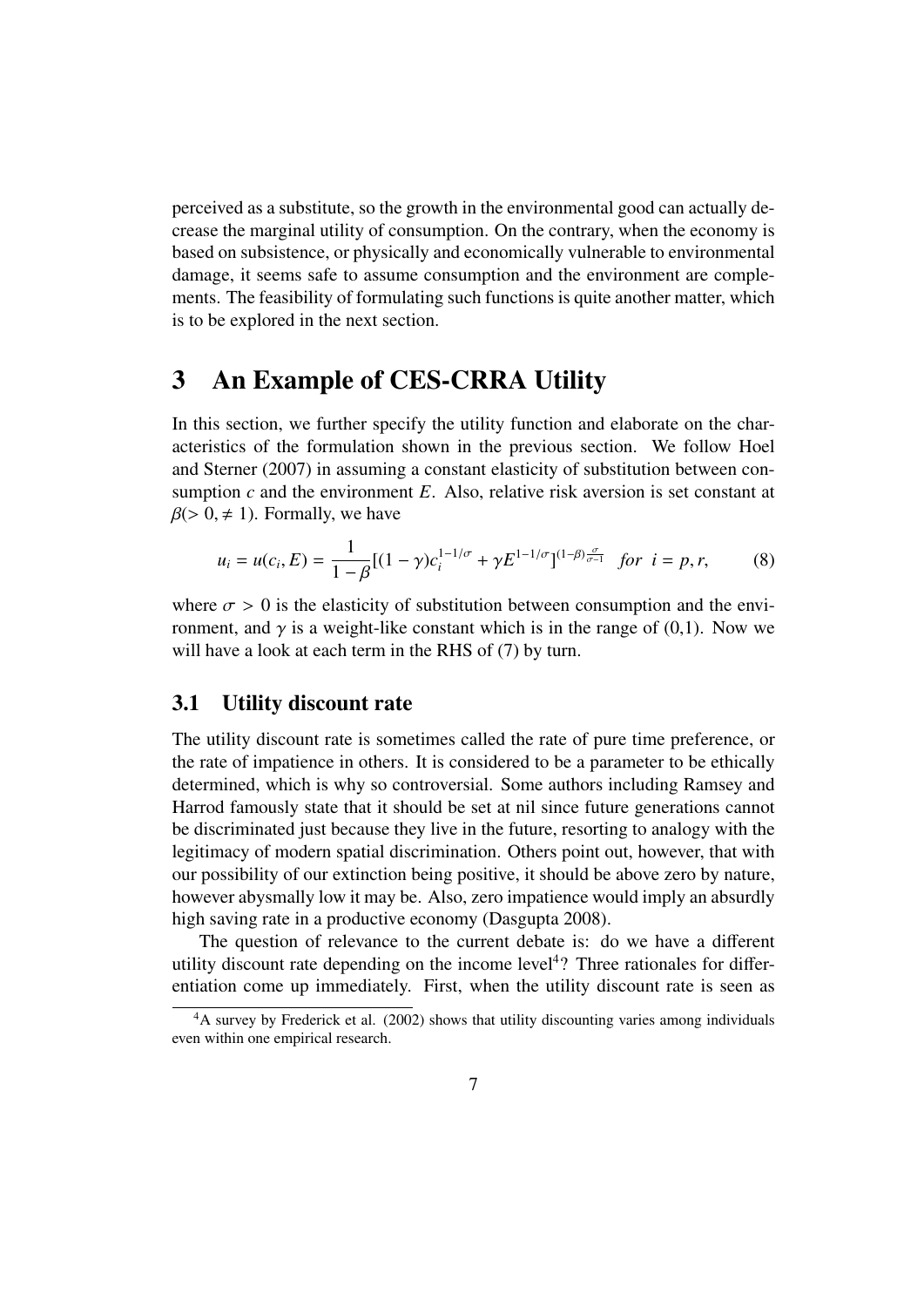perceived as a substitute, so the growth in the environmental good can actually decrease the marginal utility of consumption. On the contrary, when the economy is based on subsistence, or physically and economically vulnerable to environmental damage, it seems safe to assume consumption and the environment are complements. The feasibility of formulating such functions is quite another matter, which is to be explored in the next section.

# 3 An Example of CES-CRRA Utility

In this section, we further specify the utility function and elaborate on the characteristics of the formulation shown in the previous section. We follow Hoel and Sterner (2007) in assuming a constant elasticity of substitution between consumption $c$ and the environment $E$. Also, relative risk aversion is set constant at $\beta (> 0, \neq 1)$. Formally, we have

$$u_i = u(c_i, E) = \frac{1}{1-\beta}[(1-\gamma)c_i^{1-1/\sigma} + \gamma E^{1-1/\sigma}]^{(1-\beta)\frac{\sigma}{\sigma-1}} \quad for \ \ i = p, r, \tag{8}$$

where $\sigma > 0$ is the elasticity of substitution between consumption and the environment, and $\gamma$ is a weight-like constant which is in the range of (0,1). Now we will have a look at each term in the RHS of (7) by turn.

## 3.1 Utility discount rate

The utility discount rate is sometimes called the rate of pure time preference, or the rate of impatience in others. It is considered to be a parameter to be ethically determined, which is why so controversial. Some authors including Ramsey and Harrod famously state that it should be set at nil since future generations cannot be discriminated just because they live in the future, resorting to analogy with the legitimacy of modern spatial discrimination. Others point out, however, that with our possibility of our extinction being positive, it should be above zero by nature, however abysmally low it may be. Also, zero impatience would imply an absurdly high saving rate in a productive economy (Dasgupta 2008).

The question of relevance to the current debate is: do we have a different utility discount rate depending on the income level[4]? Three rationales for differentiation come up immediately. First, when the utility discount rate is seen as

[4] A survey by Frederick et al. (2002) shows that utility discounting varies among individuals even within one empirical research.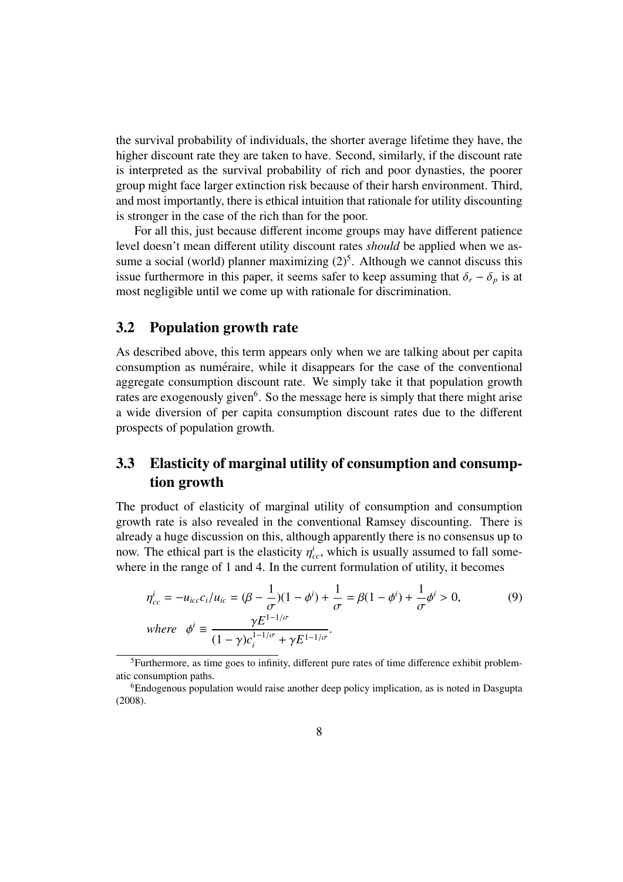the survival probability of individuals, the shorter average lifetime they have, the higher discount rate they are taken to have. Second, similarly, if the discount rate is interpreted as the survival probability of rich and poor dynasties, the poorer group might face larger extinction risk because of their harsh environment. Third, and most importantly, there is ethical intuition that rationale for utility discounting is stronger in the case of the rich than for the poor.

For all this, just because different income groups may have different patience level doesn't mean different utility discount rates *should* be applied when we assume a social (world) planner maximizing (2)[5]. Although we cannot discuss this issue furthermore in this paper, it seems safer to keep assuming that $\delta_r - \delta_p$ is at most negligible until we come up with rationale for discrimination.

## 3.2 Population growth rate

As described above, this term appears only when we are talking about per capita consumption as numéraire, while it disappears for the case of the conventional aggregate consumption discount rate. We simply take it that population growth rates are exogenously given[6]. So the message here is simply that there might arise a wide diversion of per capita consumption discount rates due to the different prospects of population growth.

## 3.3 Elasticity of marginal utility of consumption and consumption growth

The product of elasticity of marginal utility of consumption and consumption growth rate is also revealed in the conventional Ramsey discounting. There is already a huge discussion on this, although apparently there is no consensus up to now. The ethical part is the elasticity $\eta^i_{cc}$, which is usually assumed to fall somewhere in the range of 1 and 4. In the current formulation of utility, it becomes

$$\eta^i_{cc} = -u_{icc}c_i/u_{ic} = (\beta - \frac{1}{\sigma})(1-\phi^i) + \frac{1}{\sigma} = \beta(1-\phi^i) + \frac{1}{\sigma}\phi^i > 0, \tag{9}$$

$$where \quad \phi^i \equiv \frac{\gamma E^{1-1/\sigma}}{(1-\gamma)c_i^{1-1/\sigma} + \gamma E^{1-1/\sigma}}.$$

[5] Furthermore, as time goes to infinity, different pure rates of time difference exhibit problematic consumption paths.

[6] Endogenous population would raise another deep policy implication, as is noted in Dasgupta (2008).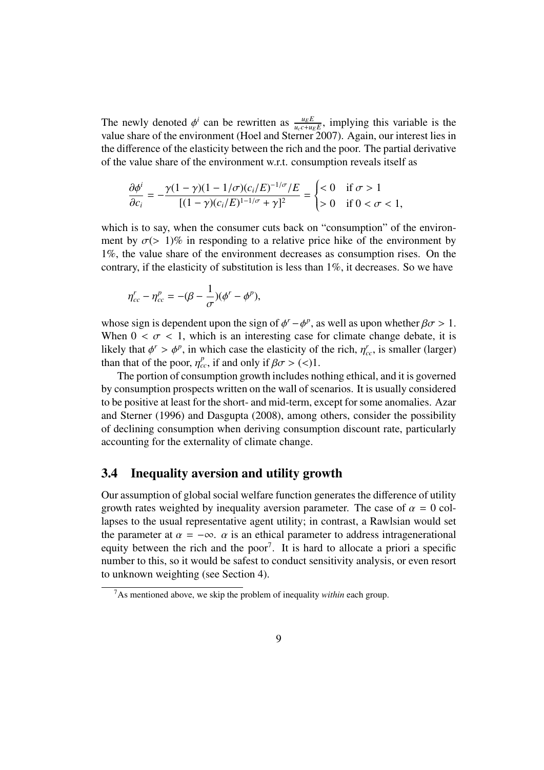The newly denoted $\phi^i$ can be rewritten as $\frac{u_E E}{u_c c + u_E E}$, implying this variable is the value share of the environment (Hoel and Sterner 2007). Again, our interest lies in the difference of the elasticity between the rich and the poor. The partial derivative of the value share of the environment w.r.t. consumption reveals itself as

$$\frac{\partial \phi^i}{\partial c_i} = -\frac{\gamma(1-\gamma)(1-1/\sigma)(c_i/E)^{-1/\sigma}/E}{[(1-\gamma)(c_i/E)^{1-1/\sigma}+\gamma]^2} = \begin{cases} < 0 & \text{if } \sigma > 1 \\ > 0 & \text{if } 0 < \sigma < 1, \end{cases}$$

which is to say, when the consumer cuts back on "consumption" of the environment by $\sigma(>1)\%$ in responding to a relative price hike of the environment by 1%, the value share of the environment decreases as consumption rises. On the contrary, if the elasticity of substitution is less than 1%, it decreases. So we have

$$\eta_{cc}^r - \eta_{cc}^p = -(\beta - \frac{1}{\sigma})(\phi^r - \phi^p),$$

whose sign is dependent upon the sign of $\phi^r - \phi^p$, as well as upon whether $\beta\sigma > 1$. When $0 < \sigma < 1$, which is an interesting case for climate change debate, it is likely that $\phi^r > \phi^p$, in which case the elasticity of the rich, $\eta_{cc}^r$, is smaller (larger) than that of the poor, $\eta_{cc}^p$, if and only if $\beta\sigma > (<)1$.

The portion of consumption growth includes nothing ethical, and it is governed by consumption prospects written on the wall of scenarios. It is usually considered to be positive at least for the short- and mid-term, except for some anomalies. Azar and Sterner (1996) and Dasgupta (2008), among others, consider the possibility of declining consumption when deriving consumption discount rate, particularly accounting for the externality of climate change.

## 3.4 Inequality aversion and utility growth

Our assumption of global social welfare function generates the difference of utility growth rates weighted by inequality aversion parameter. The case of $\alpha = 0$ collapses to the usual representative agent utility; in contrast, a Rawlsian would set the parameter at $\alpha = -\infty$. $\alpha$ is an ethical parameter to address intragenerational equity between the rich and the poor[7]. It is hard to allocate a priori a specific number to this, so it would be safest to conduct sensitivity analysis, or even resort to unknown weighting (see Section 4).

[7] As mentioned above, we skip the problem of inequality *within* each group.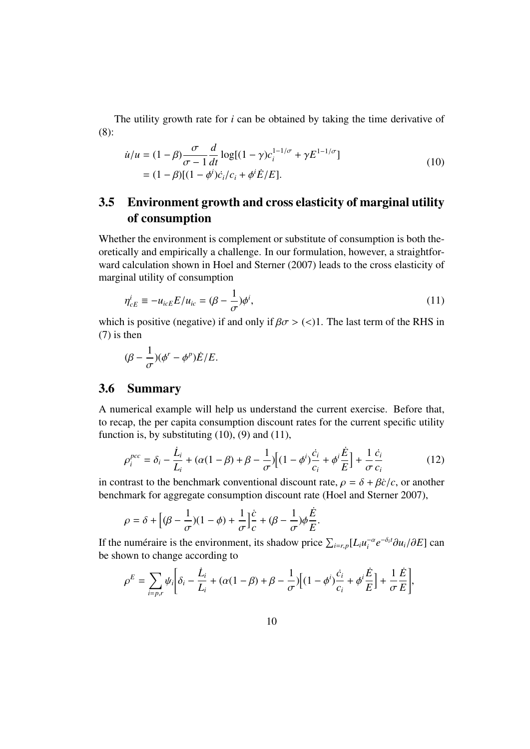The utility growth rate for $i$ can be obtained by taking the time derivative of (8):

$$
\begin{aligned}
\dot{u}/u &= (1-\beta)\frac{\sigma}{\sigma-1}\frac{d}{dt}\log[(1-\gamma)c_i^{1-1/\sigma}+\gamma E^{1-1/\sigma}] \\
&= (1-\beta)[(1-\phi^i)\dot{c}_i/c_i+\phi^i\dot{E}/E].
\end{aligned}
\tag{10}
$$

## 3.5 Environment growth and cross elasticity of marginal utility of consumption

Whether the environment is complement or substitute of consumption is both theoretically and empirically a challenge. In our formulation, however, a straightforward calculation shown in Hoel and Sterner (2007) leads to the cross elasticity of marginal utility of consumption

$$
\eta_{cE}^i \equiv -u_{icE}E/u_{ic} = (\beta-\frac{1}{\sigma})\phi^i,
\tag{11}
$$

which is positive (negative) if and only if $\beta\sigma > (<) 1$. The last term of the RHS in (7) is then

$$
(\beta-\frac{1}{\sigma})(\phi^r-\phi^p)\dot{E}/E.
$$

## 3.6 Summary

A numerical example will help us understand the current exercise. Before that, to recap, the per capita consumption discount rates for the current specific utility function is, by substituting (10), (9) and (11),

$$
\rho_i^{pcc} = \delta_i - \frac{\dot{L}_i}{L_i} + (\alpha(1-\beta)+\beta-\frac{1}{\sigma})\Big[(1-\phi^i)\frac{\dot{c}_i}{c_i}+\phi^i\frac{\dot{E}}{E}\Big] + \frac{1}{\sigma}\frac{\dot{c}_i}{c_i}
\tag{12}
$$

in contrast to the benchmark conventional discount rate, $\rho = \delta + \beta\dot{c}/c$, or another benchmark for aggregate consumption discount rate (Hoel and Sterner 2007),

$$
\rho = \delta + \Big[(\beta-\frac{1}{\sigma})(1-\phi)+\frac{1}{\sigma}\Big]\frac{\dot{c}}{c} + (\beta-\frac{1}{\sigma})\phi\frac{\dot{E}}{E}.
$$

If the numéraire is the environment, its shadow price $\sum_{i=r,p}[L_i u_i^{-\alpha}e^{-\delta_i t}\partial u_i/\partial E]$ can be shown to change according to

$$
\rho^E = \sum_{i=p,r}\psi_i\Bigg[\delta_i - \frac{\dot{L}_i}{L_i} + (\alpha(1-\beta)+\beta-\frac{1}{\sigma})\Big[(1-\phi^i)\frac{\dot{c}_i}{c_i}+\phi^i\frac{\dot{E}}{E}\Big] + \frac{1}{\sigma}\frac{\dot{E}}{E}\Bigg],
$$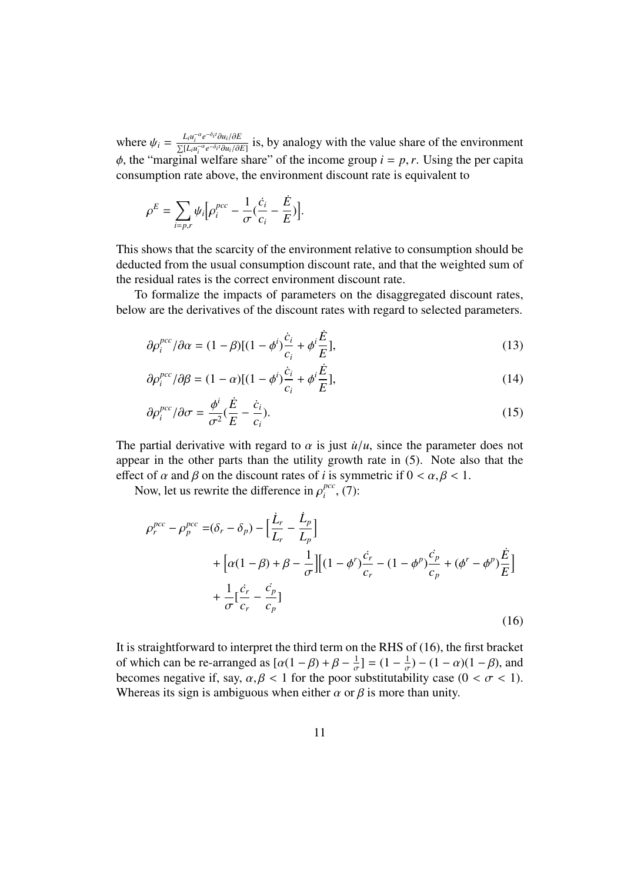where $\psi_i = \frac{L_i u_i^{-\alpha} e^{-\delta_i t} \partial u_i / \partial E}{\sum [L_i u_i^{-\alpha} e^{-\delta_i t} \partial u_i / \partial E]}$ is, by analogy with the value share of the environment $\phi$, the "marginal welfare share" of the income group $i = p, r$. Using the per capita consumption rate above, the environment discount rate is equivalent to

$$\rho^E = \sum_{i=p,r} \psi_i \Big[ \rho_i^{pcc} - \frac{1}{\sigma} (\frac{\dot{c}_i}{c_i} - \frac{\dot{E}}{E}) \Big].$$

This shows that the scarcity of the environment relative to consumption should be deducted from the usual consumption discount rate, and that the weighted sum of the residual rates is the correct environment discount rate.

To formalize the impacts of parameters on the disaggregated discount rates, below are the derivatives of the discount rates with regard to selected parameters.

$$\partial \rho_i^{pcc} / \partial \alpha = (1 - \beta)[(1 - \phi^i) \frac{\dot{c}_i}{c_i} + \phi^i \frac{\dot{E}}{E}], \tag{13}$$

$$\partial \rho_i^{pcc} / \partial \beta = (1 - \alpha)[(1 - \phi^i) \frac{\dot{c}_i}{c_i} + \phi^i \frac{\dot{E}}{E}], \tag{14}$$

$$\partial \rho_i^{pcc} / \partial \sigma = \frac{\phi^i}{\sigma^2} (\frac{\dot{E}}{E} - \frac{\dot{c}_i}{c_i}). \tag{15}$$

The partial derivative with regard to $\alpha$ is just $\dot{u}/u$, since the parameter does not appear in the other parts than the utility growth rate in (5). Note also that the effect of $\alpha$ and $\beta$ on the discount rates of $i$ is symmetric if $0 < \alpha, \beta < 1$.

Now, let us rewrite the difference in $\rho_i^{pcc}$, (7):

$$\begin{aligned}
\rho_r^{pcc} - \rho_p^{pcc} = &(\delta_r - \delta_p) - \Big[ \frac{\dot{L}_r}{L_r} - \frac{\dot{L}_p}{L_p} \Big] \\
&+ \Big[ \alpha(1 - \beta) + \beta - \frac{1}{\sigma} \Big] \Big[ (1 - \phi^r) \frac{\dot{c}_r}{c_r} - (1 - \phi^p) \frac{\dot{c}_p}{c_p} + (\phi^r - \phi^p) \frac{\dot{E}}{E} \Big] \\
&+ \frac{1}{\sigma} [\frac{\dot{c}_r}{c_r} - \frac{\dot{c}_p}{c_p}]
\end{aligned} \tag{16}$$

It is straightforward to interpret the third term on the RHS of (16), the first bracket of which can be re-arranged as $[\alpha(1 - \beta) + \beta - \frac{1}{\sigma}] = (1 - \frac{1}{\sigma}) - (1 - \alpha)(1 - \beta)$, and becomes negative if, say, $\alpha, \beta < 1$ for the poor substitutability case ($0 < \sigma < 1$). Whereas its sign is ambiguous when either $\alpha$ or $\beta$ is more than unity.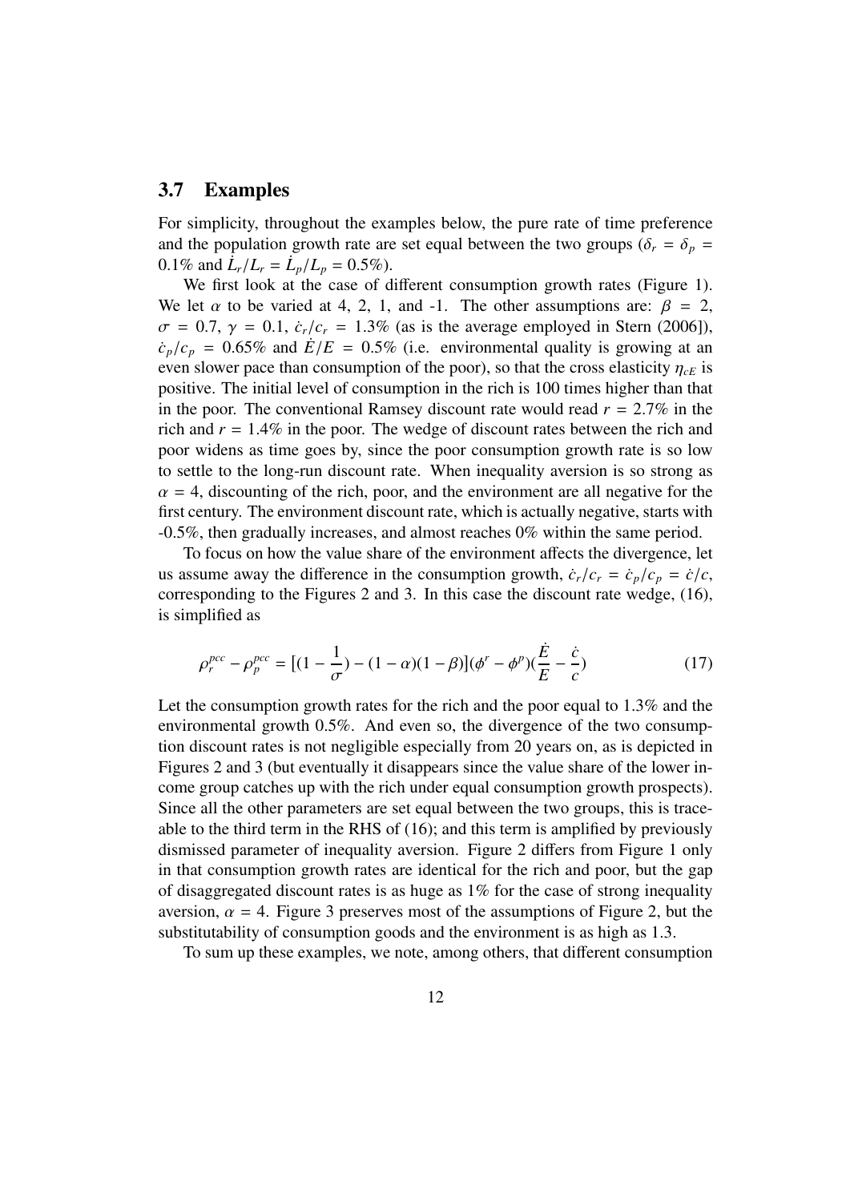### 3.7 Examples

For simplicity, throughout the examples below, the pure rate of time preference and the population growth rate are set equal between the two groups ($\delta_r = \delta_p = 0.1\%$ and $\dot{L}_r/L_r = \dot{L}_p/L_p = 0.5\%$).

We first look at the case of different consumption growth rates (Figure 1). We let $\alpha$ to be varied at 4, 2, 1, and -1. The other assumptions are: $\beta = 2$, $\sigma = 0.7$, $\gamma = 0.1$, $\dot{c}_r/c_r = 1.3\%$ (as is the average employed in Stern (2006]), $\dot{c}_p/c_p = 0.65\%$ and $\dot{E}/E = 0.5\%$ (i.e. environmental quality is growing at an even slower pace than consumption of the poor), so that the cross elasticity $\eta_{cE}$ is positive. The initial level of consumption in the rich is 100 times higher than that in the poor. The conventional Ramsey discount rate would read $r = 2.7\%$ in the rich and $r = 1.4\%$ in the poor. The wedge of discount rates between the rich and poor widens as time goes by, since the poor consumption growth rate is so low to settle to the long-run discount rate. When inequality aversion is so strong as $\alpha = 4$, discounting of the rich, poor, and the environment are all negative for the first century. The environment discount rate, which is actually negative, starts with -0.5%, then gradually increases, and almost reaches 0% within the same period.

To focus on how the value share of the environment affects the divergence, let us assume away the difference in the consumption growth, $\dot{c}_r/c_r = \dot{c}_p/c_p = \dot{c}/c$, corresponding to the Figures 2 and 3. In this case the discount rate wedge, (16), is simplified as

$$\rho_r^{pcc} - \rho_p^{pcc} = [(1 - \frac{1}{\sigma}) - (1 - \alpha)(1 - \beta)](\phi^r - \phi^p)(\frac{\dot{E}}{E} - \frac{\dot{c}}{c}) \tag{17}$$

Let the consumption growth rates for the rich and the poor equal to 1.3% and the environmental growth 0.5%. And even so, the divergence of the two consumption discount rates is not negligible especially from 20 years on, as is depicted in Figures 2 and 3 (but eventually it disappears since the value share of the lower income group catches up with the rich under equal consumption growth prospects). Since all the other parameters are set equal between the two groups, this is traceable to the third term in the RHS of (16); and this term is amplified by previously dismissed parameter of inequality aversion. Figure 2 differs from Figure 1 only in that consumption growth rates are identical for the rich and poor, but the gap of disaggregated discount rates is as huge as 1% for the case of strong inequality aversion, $\alpha = 4$. Figure 3 preserves most of the assumptions of Figure 2, but the substitutability of consumption goods and the environment is as high as 1.3.

To sum up these examples, we note, among others, that different consumption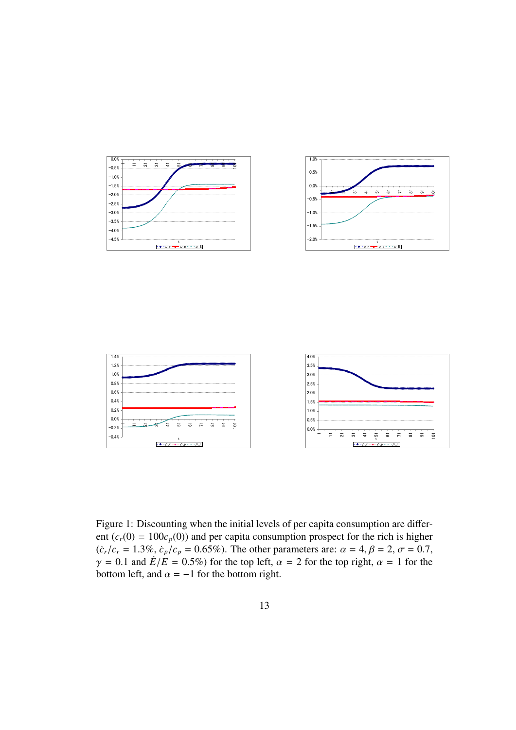Figure 1: Discounting when the initial levels of per capita consumption are different ($c_r(0) = 100c_p(0)$) and per capita consumption prospect for the rich is higher ($\dot{c}_r/c_r = 1.3\%$, $\dot{c}_p/c_p = 0.65\%$). The other parameters are: $\alpha = 4$, $\beta = 2$, $\sigma = 0.7$, $\gamma = 0.1$ and $\dot{E}/E = 0.5\%$) for the top left, $\alpha = 2$ for the top right, $\alpha = 1$ for the bottom left, and $\alpha = -1$ for the bottom right.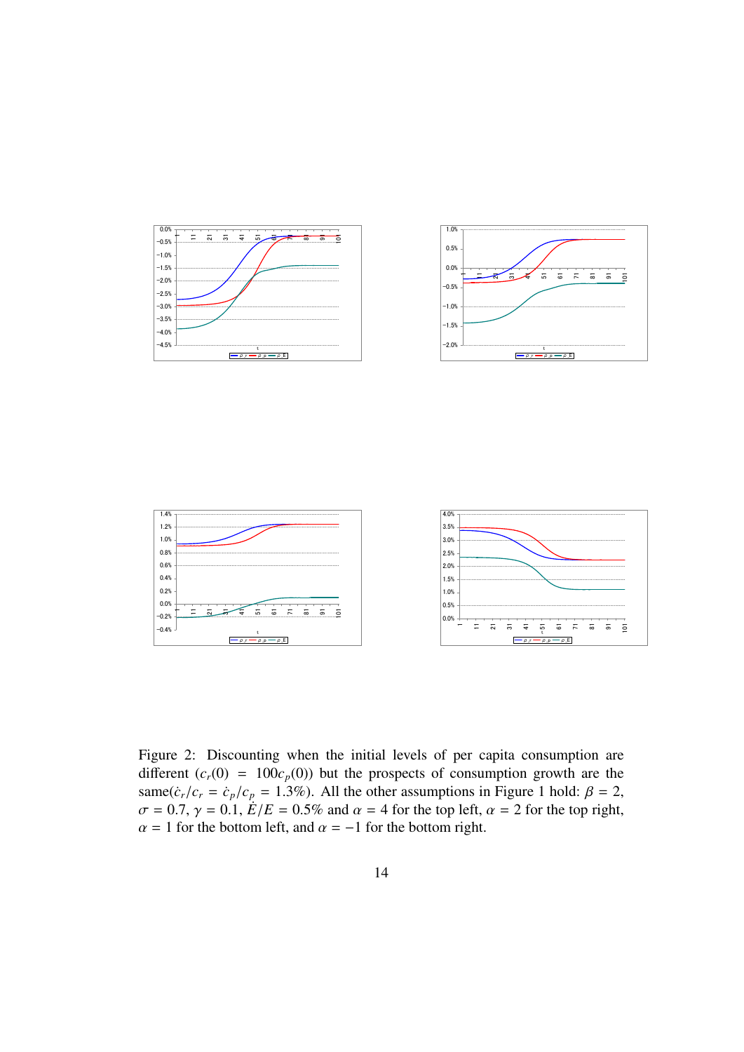Figure 2: Discounting when the initial levels of per capita consumption are different ($c_r(0) = 100c_p(0)$) but the prospects of consumption growth are the same($\dot{c}_r/c_r = \dot{c}_p/c_p = 1.3\%$). All the other assumptions in Figure 1 hold: $\beta = 2$, $\sigma = 0.7$, $\gamma = 0.1$, $\dot{E}/E = 0.5\%$ and $\alpha = 4$ for the top left, $\alpha = 2$ for the top right, $\alpha = 1$ for the bottom left, and $\alpha = -1$ for the bottom right.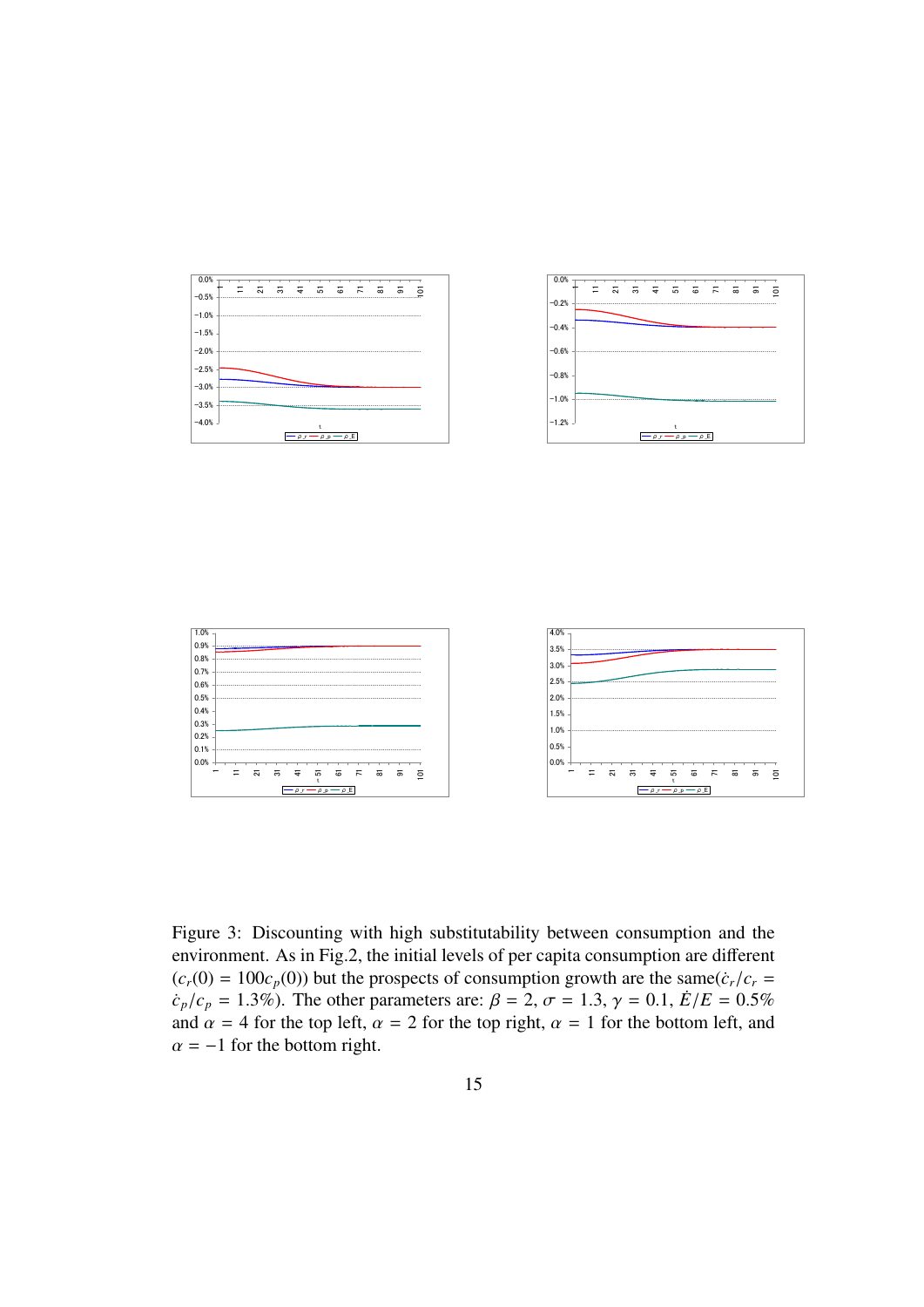Figure 3: Discounting with high substitutability between consumption and the environment. As in Fig.2, the initial levels of per capita consumption are different ($c_r(0) = 100c_p(0)$) but the prospects of consumption growth are the same($\dot{c}_r/c_r = \dot{c}_p/c_p = 1.3\%$). The other parameters are: $\beta = 2$, $\sigma = 1.3$, $\gamma = 0.1$, $\dot{E}/E = 0.5\%$ and $\alpha = 4$ for the top left, $\alpha = 2$ for the top right, $\alpha = 1$ for the bottom left, and $\alpha = -1$ for the bottom right.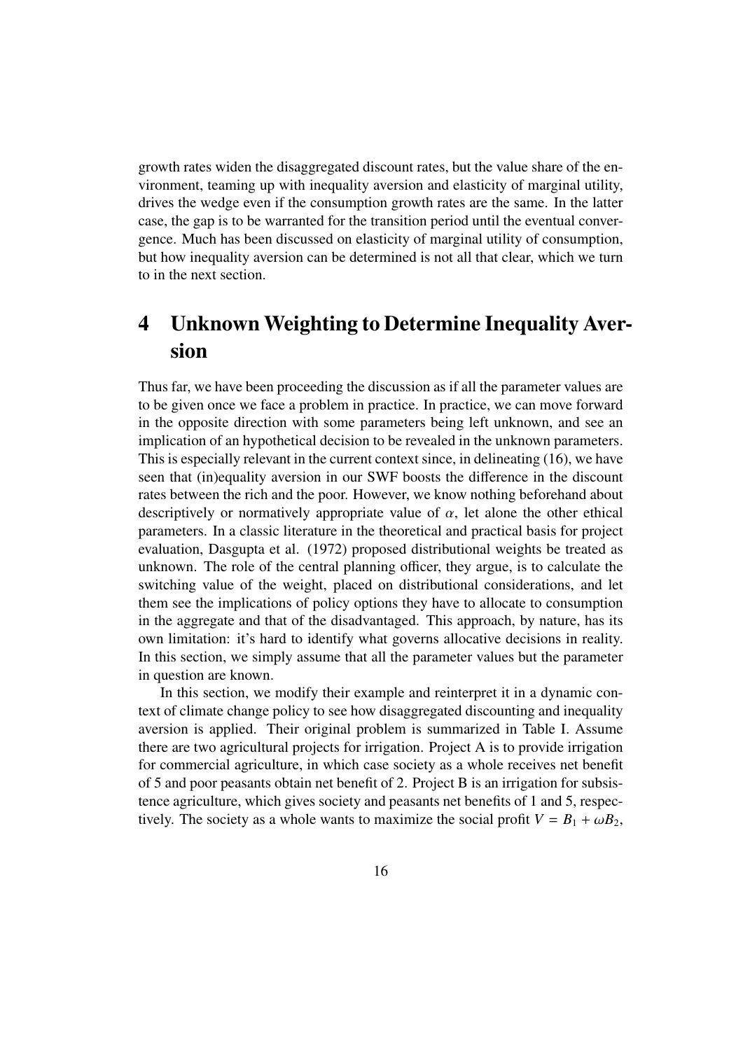growth rates widen the disaggregated discount rates, but the value share of the environment, teaming up with inequality aversion and elasticity of marginal utility, drives the wedge even if the consumption growth rates are the same. In the latter case, the gap is to be warranted for the transition period until the eventual convergence. Much has been discussed on elasticity of marginal utility of consumption, but how inequality aversion can be determined is not all that clear, which we turn to in the next section.

# 4 Unknown Weighting to Determine Inequality Aversion

Thus far, we have been proceeding the discussion as if all the parameter values are to be given once we face a problem in practice. In practice, we can move forward in the opposite direction with some parameters being left unknown, and see an implication of an hypothetical decision to be revealed in the unknown parameters. This is especially relevant in the current context since, in delineating (16), we have seen that (in)equality aversion in our SWF boosts the difference in the discount rates between the rich and the poor. However, we know nothing beforehand about descriptively or normatively appropriate value of $\alpha$, let alone the other ethical parameters. In a classic literature in the theoretical and practical basis for project evaluation, Dasgupta et al. (1972) proposed distributional weights be treated as unknown. The role of the central planning officer, they argue, is to calculate the switching value of the weight, placed on distributional considerations, and let them see the implications of policy options they have to allocate to consumption in the aggregate and that of the disadvantaged. This approach, by nature, has its own limitation: it's hard to identify what governs allocative decisions in reality. In this section, we simply assume that all the parameter values but the parameter in question are known.

In this section, we modify their example and reinterpret it in a dynamic context of climate change policy to see how disaggregated discounting and inequality aversion is applied. Their original problem is summarized in Table I. Assume there are two agricultural projects for irrigation. Project A is to provide irrigation for commercial agriculture, in which case society as a whole receives net benefit of 5 and poor peasants obtain net benefit of 2. Project B is an irrigation for subsistence agriculture, which gives society and peasants net benefits of 1 and 5, respectively. The society as a whole wants to maximize the social profit $V = B_1 + \omega B_2$,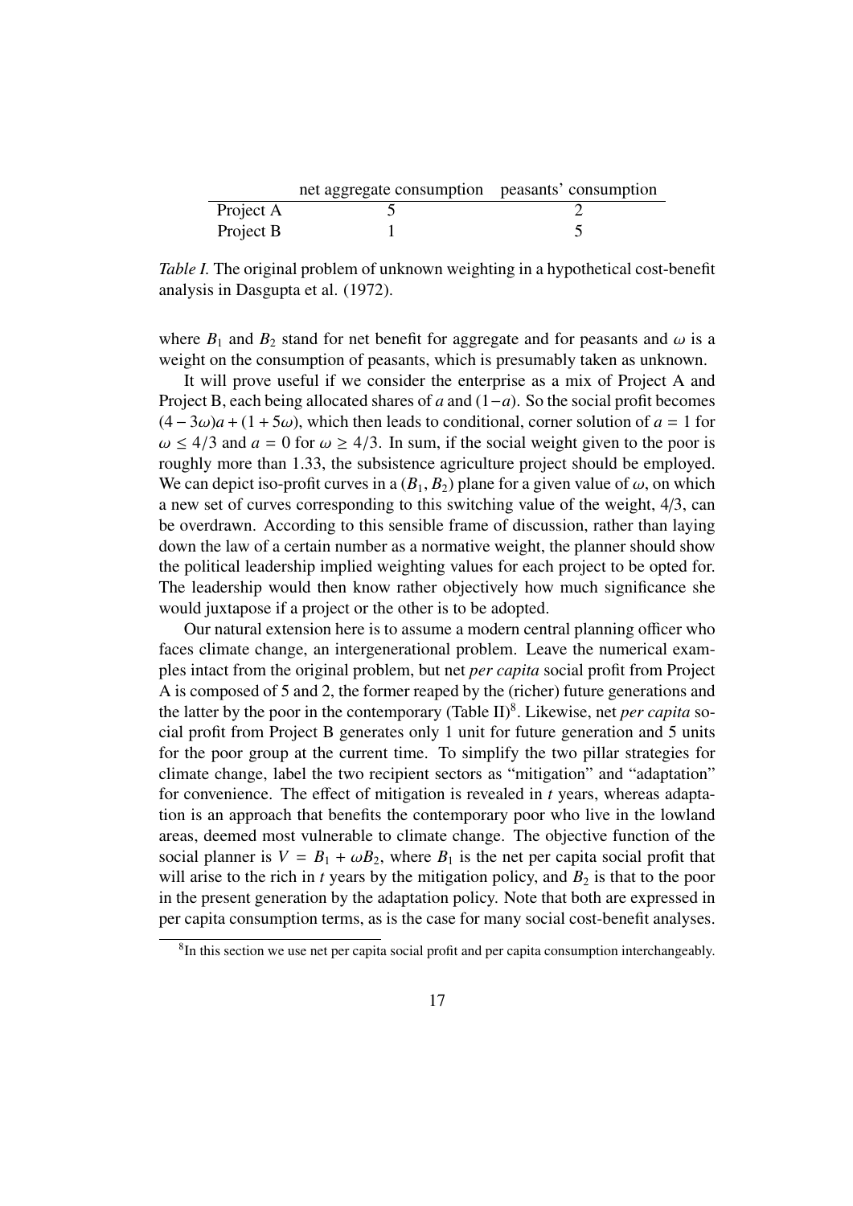| | net aggregate consumption | peasants' consumption |
|---|---|---|
| Project A | 5 | 2 |
| Project B | 1 | 5 |

*Table I.* The original problem of unknown weighting in a hypothetical cost-benefit analysis in Dasgupta et al. (1972).

where $B_1$ and $B_2$ stand for net benefit for aggregate and for peasants and $\omega$ is a weight on the consumption of peasants, which is presumably taken as unknown.

It will prove useful if we consider the enterprise as a mix of Project A and Project B, each being allocated shares of $a$ and $(1-a)$. So the social profit becomes $(4-3\omega)a + (1+5\omega)$, which then leads to conditional, corner solution of $a = 1$ for $\omega \leq 4/3$ and $a = 0$ for $\omega \geq 4/3$. In sum, if the social weight given to the poor is roughly more than 1.33, the subsistence agriculture project should be employed. We can depict iso-profit curves in a $(B_1, B_2)$ plane for a given value of $\omega$, on which a new set of curves corresponding to this switching value of the weight, 4/3, can be overdrawn. According to this sensible frame of discussion, rather than laying down the law of a certain number as a normative weight, the planner should show the political leadership implied weighting values for each project to be opted for. The leadership would then know rather objectively how much significance she would juxtapose if a project or the other is to be adopted.

Our natural extension here is to assume a modern central planning officer who faces climate change, an intergenerational problem. Leave the numerical examples intact from the original problem, but net *per capita* social profit from Project A is composed of 5 and 2, the former reaped by the (richer) future generations and the latter by the poor in the contemporary (Table II)[8]. Likewise, net *per capita* social profit from Project B generates only 1 unit for future generation and 5 units for the poor group at the current time. To simplify the two pillar strategies for climate change, label the two recipient sectors as "mitigation" and "adaptation" for convenience. The effect of mitigation is revealed in $t$ years, whereas adaptation is an approach that benefits the contemporary poor who live in the lowland areas, deemed most vulnerable to climate change. The objective function of the social planner is $V = B_1 + \omega B_2$, where $B_1$ is the net per capita social profit that will arise to the rich in $t$ years by the mitigation policy, and $B_2$ is that to the poor in the present generation by the adaptation policy. Note that both are expressed in per capita consumption terms, as is the case for many social cost-benefit analyses.

[8] In this section we use net per capita social profit and per capita consumption interchangeably.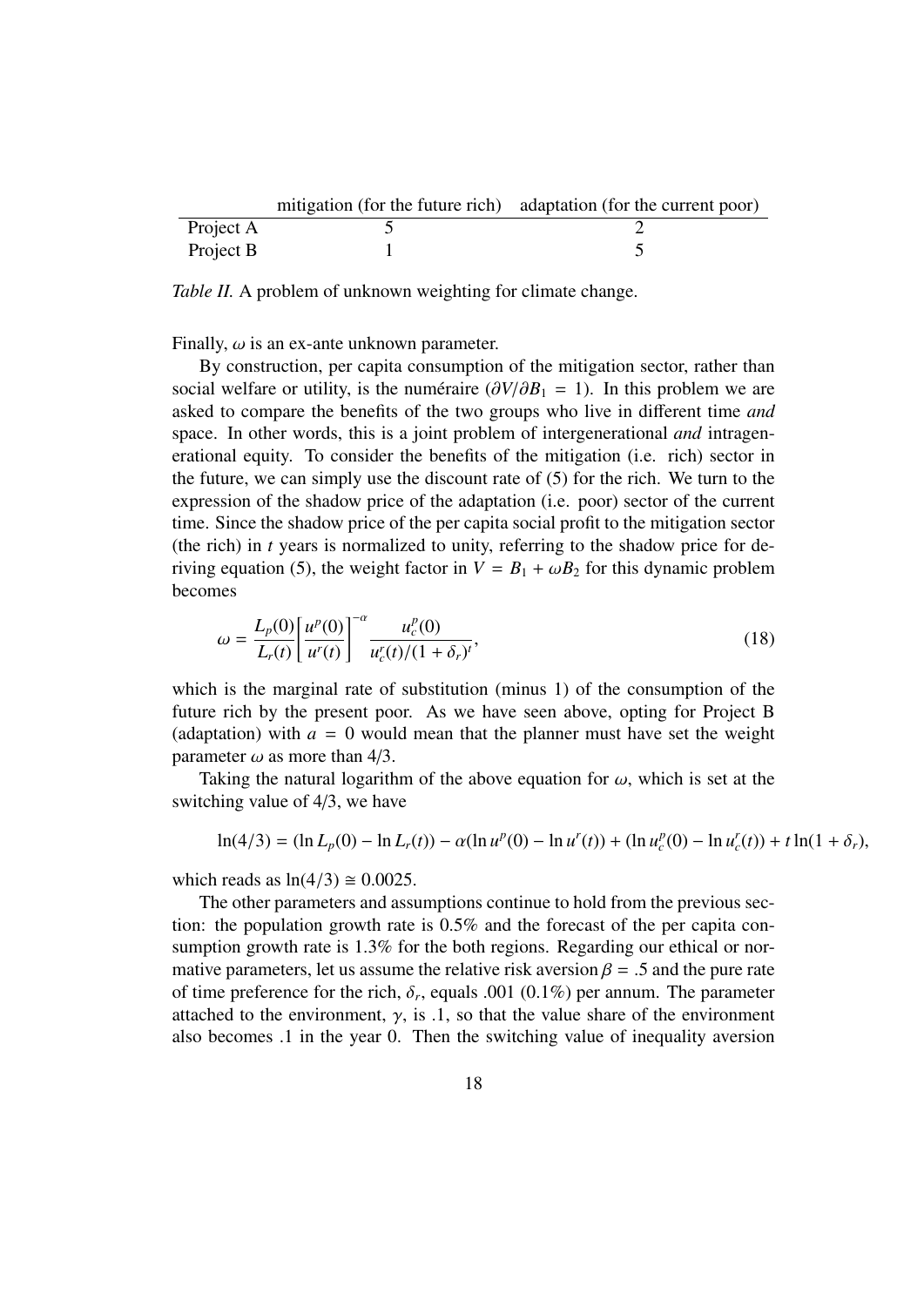| | mitigation (for the future rich) | adaptation (for the current poor) |
|---|---|---|
| Project A | 5 | 2 |
| Project B | 1 | 5 |

*Table II.* A problem of unknown weighting for climate change.

Finally, $\omega$ is an ex-ante unknown parameter.

By construction, per capita consumption of the mitigation sector, rather than social welfare or utility, is the numéraire ($\partial V/\partial B_1 = 1$). In this problem we are asked to compare the benefits of the two groups who live in different time *and* space. In other words, this is a joint problem of intergenerational *and* intragenerational equity. To consider the benefits of the mitigation (i.e. rich) sector in the future, we can simply use the discount rate of (5) for the rich. We turn to the expression of the shadow price of the adaptation (i.e. poor) sector of the current time. Since the shadow price of the per capita social profit to the mitigation sector (the rich) in $t$ years is normalized to unity, referring to the shadow price for deriving equation (5), the weight factor in $V = B_1 + \omega B_2$ for this dynamic problem becomes

$$\omega = \frac{L_p(0)}{L_r(t)}\left[\frac{u^p(0)}{u^r(t)}\right]^{-\alpha} \frac{u_c^p(0)}{u_c^r(t)/(1+\delta_r)^t}, \tag{18}$$

which is the marginal rate of substitution (minus 1) of the consumption of the future rich by the present poor. As we have seen above, opting for Project B (adaptation) with $a = 0$ would mean that the planner must have set the weight parameter $\omega$ as more than 4/3.

Taking the natural logarithm of the above equation for $\omega$, which is set at the switching value of 4/3, we have

$$\ln(4/3) = (\ln L_p(0) - \ln L_r(t)) - \alpha(\ln u^p(0) - \ln u^r(t)) + (\ln u_c^p(0) - \ln u_c^r(t)) + t\ln(1+\delta_r),$$

which reads as $\ln(4/3) \cong 0.0025$.

The other parameters and assumptions continue to hold from the previous section: the population growth rate is 0.5% and the forecast of the per capita consumption growth rate is 1.3% for the both regions. Regarding our ethical or normative parameters, let us assume the relative risk aversion $\beta = .5$ and the pure rate of time preference for the rich, $\delta_r$, equals .001 (0.1%) per annum. The parameter attached to the environment, $\gamma$, is .1, so that the value share of the environment also becomes .1 in the year 0. Then the switching value of inequality aversion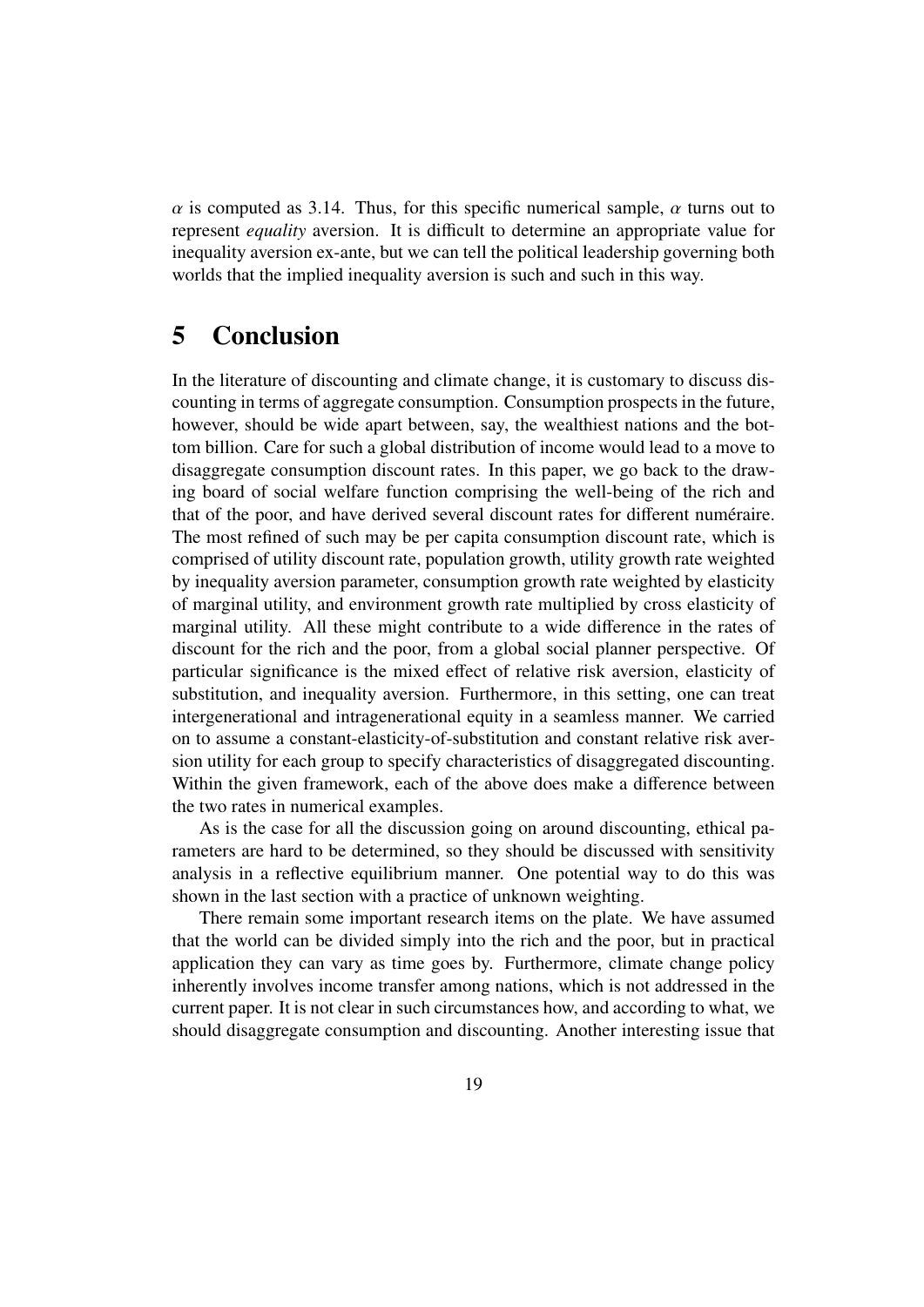$\alpha$ is computed as 3.14. Thus, for this specific numerical sample, $\alpha$ turns out to represent *equality* aversion. It is difficult to determine an appropriate value for inequality aversion ex-ante, but we can tell the political leadership governing both worlds that the implied inequality aversion is such and such in this way.

# 5 Conclusion

In the literature of discounting and climate change, it is customary to discuss discounting in terms of aggregate consumption. Consumption prospects in the future, however, should be wide apart between, say, the wealthiest nations and the bottom billion. Care for such a global distribution of income would lead to a move to disaggregate consumption discount rates. In this paper, we go back to the drawing board of social welfare function comprising the well-being of the rich and that of the poor, and have derived several discount rates for different numéraire. The most refined of such may be per capita consumption discount rate, which is comprised of utility discount rate, population growth, utility growth rate weighted by inequality aversion parameter, consumption growth rate weighted by elasticity of marginal utility, and environment growth rate multiplied by cross elasticity of marginal utility. All these might contribute to a wide difference in the rates of discount for the rich and the poor, from a global social planner perspective. Of particular significance is the mixed effect of relative risk aversion, elasticity of substitution, and inequality aversion. Furthermore, in this setting, one can treat intergenerational and intragenerational equity in a seamless manner. We carried on to assume a constant-elasticity-of-substitution and constant relative risk aversion utility for each group to specify characteristics of disaggregated discounting. Within the given framework, each of the above does make a difference between the two rates in numerical examples.

As is the case for all the discussion going on around discounting, ethical parameters are hard to be determined, so they should be discussed with sensitivity analysis in a reflective equilibrium manner. One potential way to do this was shown in the last section with a practice of unknown weighting.

There remain some important research items on the plate. We have assumed that the world can be divided simply into the rich and the poor, but in practical application they can vary as time goes by. Furthermore, climate change policy inherently involves income transfer among nations, which is not addressed in the current paper. It is not clear in such circumstances how, and according to what, we should disaggregate consumption and discounting. Another interesting issue that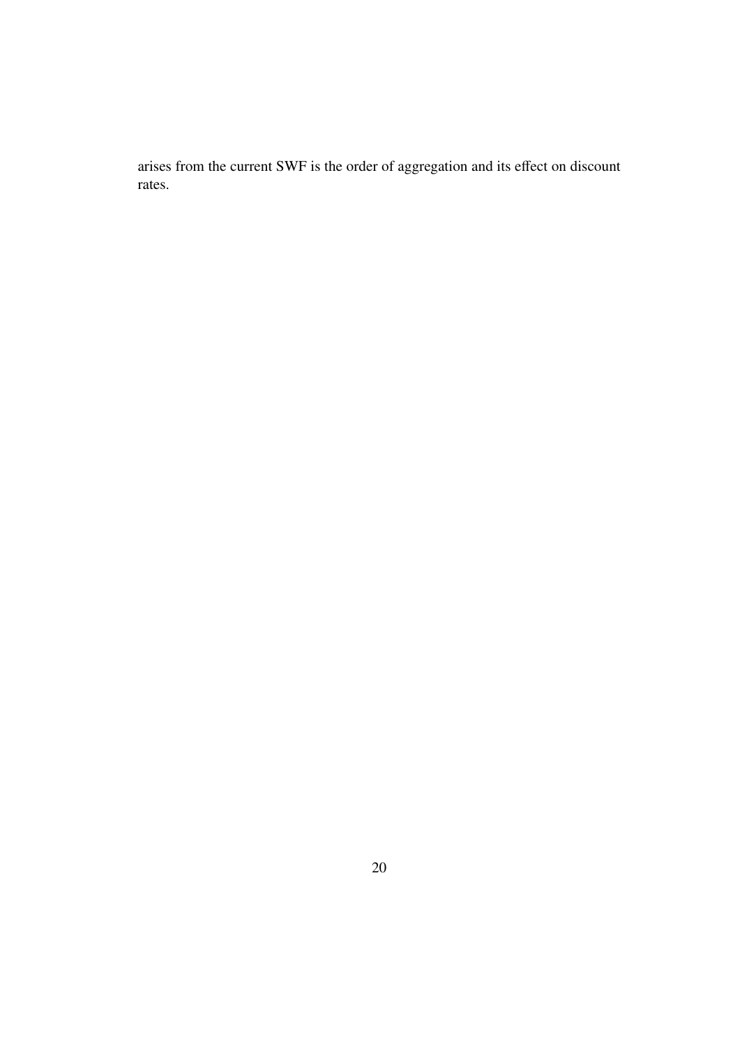arises from the current SWF is the order of aggregation and its effect on discount rates.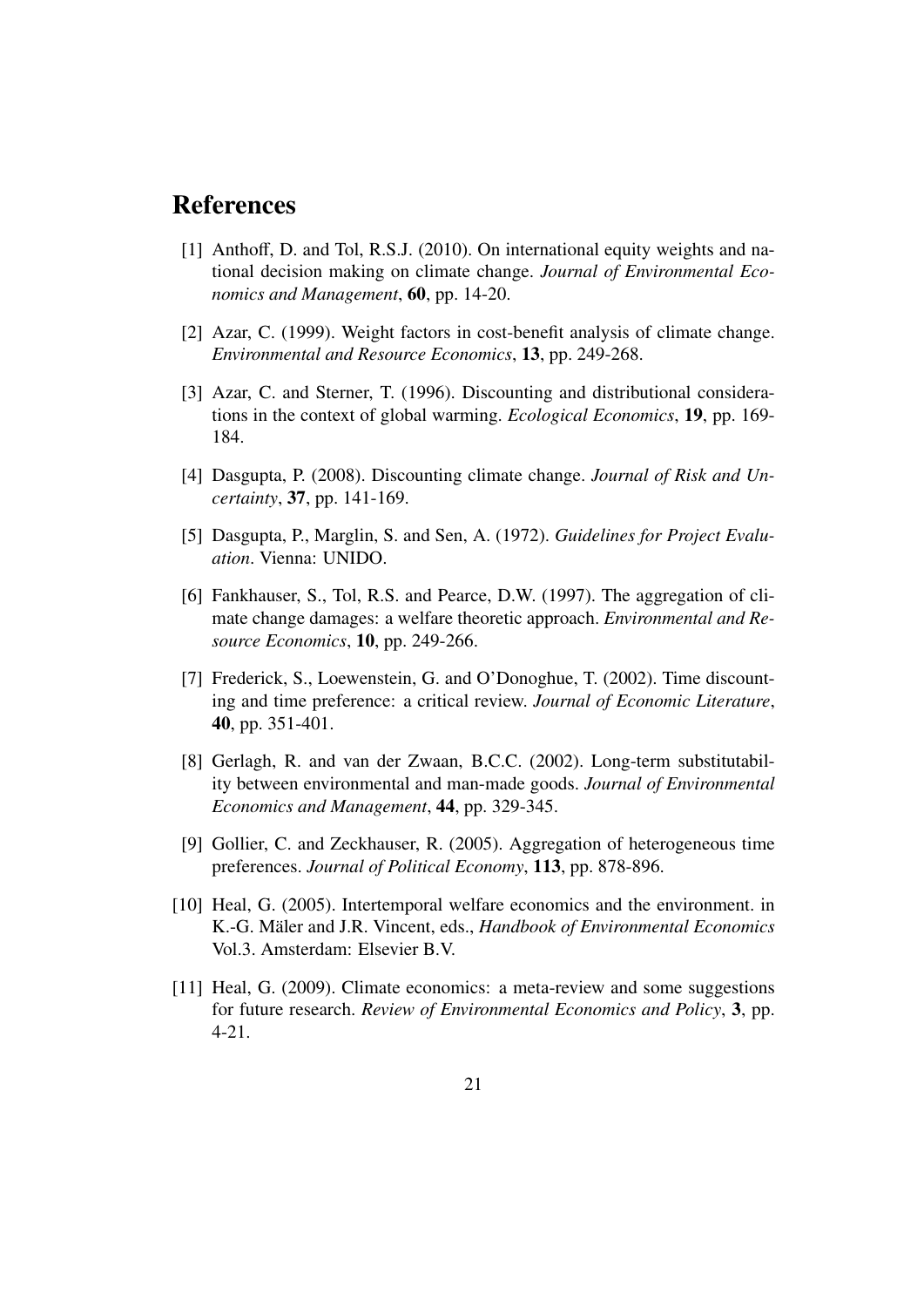# References

[1] Anthoff, D. and Tol, R.S.J. (2010). On international equity weights and national decision making on climate change. *Journal of Environmental Economics and Management*, **60**, pp. 14-20.

[2] Azar, C. (1999). Weight factors in cost-benefit analysis of climate change. *Environmental and Resource Economics*, **13**, pp. 249-268.

[3] Azar, C. and Sterner, T. (1996). Discounting and distributional considerations in the context of global warming. *Ecological Economics*, **19**, pp. 169-184.

[4] Dasgupta, P. (2008). Discounting climate change. *Journal of Risk and Uncertainty*, **37**, pp. 141-169.

[5] Dasgupta, P., Marglin, S. and Sen, A. (1972). *Guidelines for Project Evaluation*. Vienna: UNIDO.

[6] Fankhauser, S., Tol, R.S. and Pearce, D.W. (1997). The aggregation of climate change damages: a welfare theoretic approach. *Environmental and Resource Economics*, **10**, pp. 249-266.

[7] Frederick, S., Loewenstein, G. and O'Donoghue, T. (2002). Time discounting and time preference: a critical review. *Journal of Economic Literature*, **40**, pp. 351-401.

[8] Gerlagh, R. and van der Zwaan, B.C.C. (2002). Long-term substitutability between environmental and man-made goods. *Journal of Environmental Economics and Management*, **44**, pp. 329-345.

[9] Gollier, C. and Zeckhauser, R. (2005). Aggregation of heterogeneous time preferences. *Journal of Political Economy*, **113**, pp. 878-896.

[10] Heal, G. (2005). Intertemporal welfare economics and the environment. in K.-G. Mäler and J.R. Vincent, eds., *Handbook of Environmental Economics* Vol.3. Amsterdam: Elsevier B.V.

[11] Heal, G. (2009). Climate economics: a meta-review and some suggestions for future research. *Review of Environmental Economics and Policy*, **3**, pp. 4-21.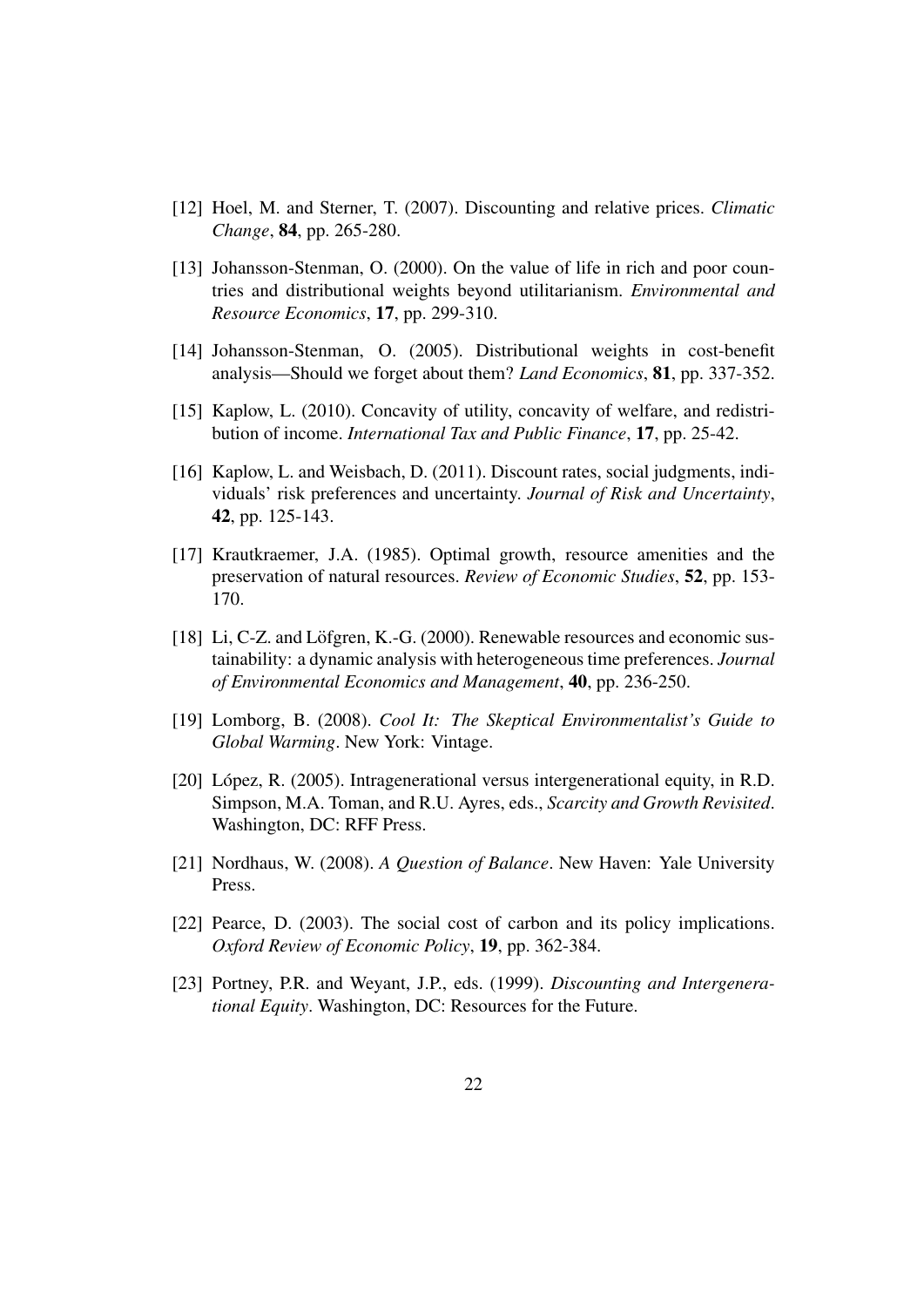[12] Hoel, M. and Sterner, T. (2007). Discounting and relative prices. *Climatic Change*, **84**, pp. 265-280.

[13] Johansson-Stenman, O. (2000). On the value of life in rich and poor countries and distributional weights beyond utilitarianism. *Environmental and Resource Economics*, **17**, pp. 299-310.

[14] Johansson-Stenman, O. (2005). Distributional weights in cost-benefit analysis—Should we forget about them? *Land Economics*, **81**, pp. 337-352.

[15] Kaplow, L. (2010). Concavity of utility, concavity of welfare, and redistribution of income. *International Tax and Public Finance*, **17**, pp. 25-42.

[16] Kaplow, L. and Weisbach, D. (2011). Discount rates, social judgments, individuals' risk preferences and uncertainty. *Journal of Risk and Uncertainty*, **42**, pp. 125-143.

[17] Krautkraemer, J.A. (1985). Optimal growth, resource amenities and the preservation of natural resources. *Review of Economic Studies*, **52**, pp. 153-170.

[18] Li, C-Z. and Löfgren, K.-G. (2000). Renewable resources and economic sustainability: a dynamic analysis with heterogeneous time preferences. *Journal of Environmental Economics and Management*, **40**, pp. 236-250.

[19] Lomborg, B. (2008). *Cool It: The Skeptical Environmentalist's Guide to Global Warming*. New York: Vintage.

[20] López, R. (2005). Intragenerational versus intergenerational equity, in R.D. Simpson, M.A. Toman, and R.U. Ayres, eds., *Scarcity and Growth Revisited*. Washington, DC: RFF Press.

[21] Nordhaus, W. (2008). *A Question of Balance*. New Haven: Yale University Press.

[22] Pearce, D. (2003). The social cost of carbon and its policy implications. *Oxford Review of Economic Policy*, **19**, pp. 362-384.

[23] Portney, P.R. and Weyant, J.P., eds. (1999). *Discounting and Intergenerational Equity*. Washington, DC: Resources for the Future.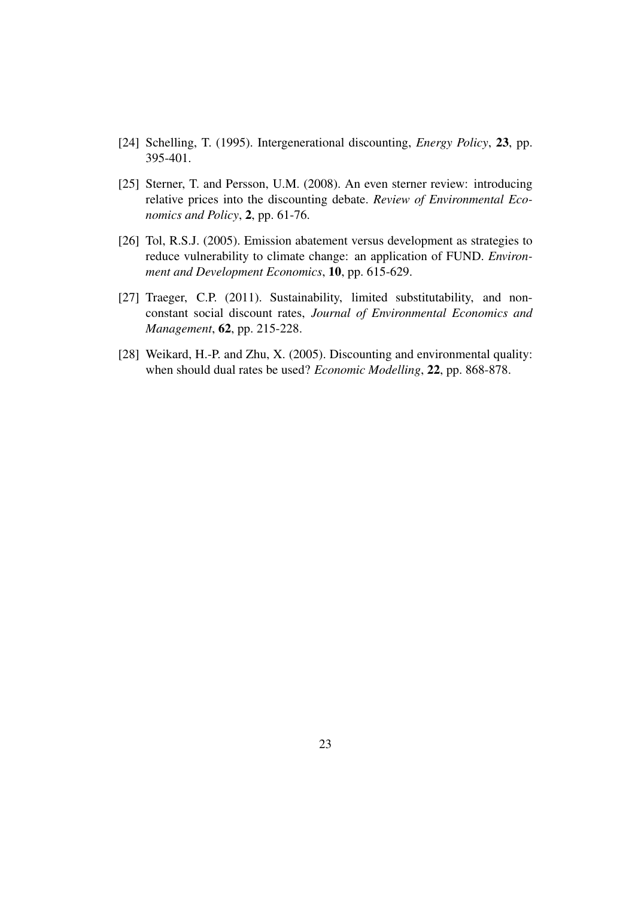[24] Schelling, T. (1995). Intergenerational discounting, *Energy Policy*, **23**, pp. 395-401.

[25] Sterner, T. and Persson, U.M. (2008). An even sterner review: introducing relative prices into the discounting debate. *Review of Environmental Economics and Policy*, **2**, pp. 61-76.

[26] Tol, R.S.J. (2005). Emission abatement versus development as strategies to reduce vulnerability to climate change: an application of FUND. *Environment and Development Economics*, **10**, pp. 615-629.

[27] Traeger, C.P. (2011). Sustainability, limited substitutability, and non-constant social discount rates, *Journal of Environmental Economics and Management*, **62**, pp. 215-228.

[28] Weikard, H.-P. and Zhu, X. (2005). Discounting and environmental quality: when should dual rates be used? *Economic Modelling*, **22**, pp. 868-878.